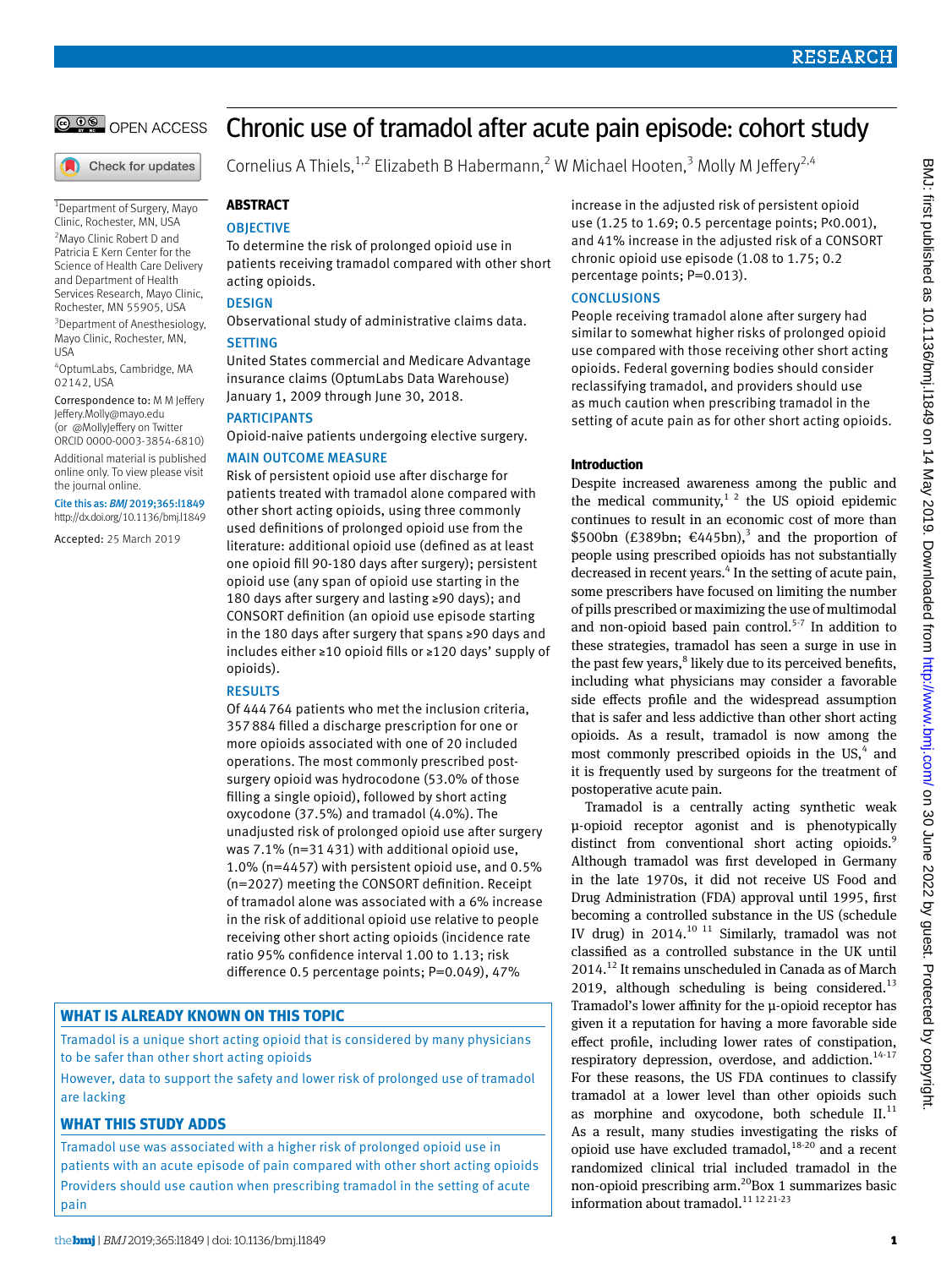# Chronic use of tramadol after acute pain episode: cohort study

Cornelius A Thiels,[1,2] Elizabeth B Habermann,[2] W Michael Hooten,[3] Molly M Jeffery[2,4]

[1]Department of Surgery, Mayo Clinic, Rochester, MN, USA

[2]Mayo Clinic Robert D and Patricia E Kern Center for the Science of Health Care Delivery and Department of Health Services Research, Mayo Clinic, Rochester, MN 55905, USA

[3]Department of Anesthesiology, Mayo Clinic, Rochester, MN, USA

[4]OptumLabs, Cambridge, MA 02142, USA

Correspondence to: M M Jeffery Jeffery.Molly@mayo.edu (or @MollyJeffery on Twitter ORCID 0000-0003-3854-6810)

Additional material is published online only. To view please visit the journal online.

Cite this as: *BMJ* 2019;365:l1849 http://dx.doi.org/10.1136/bmj.l1849

Accepted: 25 March 2019

## ABSTRACT

### OBJECTIVE

To determine the risk of prolonged opioid use in patients receiving tramadol compared with other short acting opioids.

### DESIGN

Observational study of administrative claims data.

### SETTING

United States commercial and Medicare Advantage insurance claims (OptumLabs Data Warehouse) January 1, 2009 through June 30, 2018.

### PARTICIPANTS

Opioid-naive patients undergoing elective surgery.

### MAIN OUTCOME MEASURE

Risk of persistent opioid use after discharge for patients treated with tramadol alone compared with other short acting opioids, using three commonly used definitions of prolonged opioid use from the literature: additional opioid use (defined as at least one opioid fill 90-180 days after surgery); persistent opioid use (any span of opioid use starting in the 180 days after surgery and lasting ≥90 days); and CONSORT definition (an opioid use episode starting in the 180 days after surgery that spans ≥90 days and includes either ≥10 opioid fills or ≥120 days' supply of opioids).

### RESULTS

Of 444 764 patients who met the inclusion criteria, 357 884 filled a discharge prescription for one or more opioids associated with one of 20 included operations. The most commonly prescribed post-surgery opioid was hydrocodone (53.0% of those filling a single opioid), followed by short acting oxycodone (37.5%) and tramadol (4.0%). The unadjusted risk of prolonged opioid use after surgery was 7.1% (n=31 431) with additional opioid use, 1.0% (n=4457) with persistent opioid use, and 0.5% (n=2027) meeting the CONSORT definition. Receipt of tramadol alone was associated with a 6% increase in the risk of additional opioid use relative to people receiving other short acting opioids (incidence rate ratio 95% confidence interval 1.00 to 1.13; risk difference 0.5 percentage points; P=0.049), 47% increase in the adjusted risk of persistent opioid use (1.25 to 1.69; 0.5 percentage points; P<0.001), and 41% increase in the adjusted risk of a CONSORT chronic opioid use episode (1.08 to 1.75; 0.2 percentage points; P=0.013).

### CONCLUSIONS

People receiving tramadol alone after surgery had similar to somewhat higher risks of prolonged opioid use compared with those receiving other short acting opioids. Federal governing bodies should consider reclassifying tramadol, and providers should use as much caution when prescribing tramadol in the setting of acute pain as for other short acting opioids.

## WHAT IS ALREADY KNOWN ON THIS TOPIC

Tramadol is a unique short acting opioid that is considered by many physicians to be safer than other short acting opioids

However, data to support the safety and lower risk of prolonged use of tramadol are lacking

## WHAT THIS STUDY ADDS

Tramadol use was associated with a higher risk of prolonged opioid use in patients with an acute episode of pain compared with other short acting opioids

Providers should use caution when prescribing tramadol in the setting of acute pain

## Introduction

Despite increased awareness among the public and the medical community,[1 2] the US opioid epidemic continues to result in an economic cost of more than $500bn (£389bn; €445bn),[3] and the proportion of people using prescribed opioids has not substantially decreased in recent years.[4] In the setting of acute pain, some prescribers have focused on limiting the number of pills prescribed or maximizing the use of multimodal and non-opioid based pain control.[5-7] In addition to these strategies, tramadol has seen a surge in use in the past few years,[8] likely due to its perceived benefits, including what physicians may consider a favorable side effects profile and the widespread assumption that is safer and less addictive than other short acting opioids. As a result, tramadol is now among the most commonly prescribed opioids in the US,[4] and it is frequently used by surgeons for the treatment of postoperative acute pain.

Tramadol is a centrally acting synthetic weak μ-opioid receptor agonist and is phenotypically distinct from conventional short acting opioids.[9] Although tramadol was first developed in Germany in the late 1970s, it did not receive US Food and Drug Administration (FDA) approval until 1995, first becoming a controlled substance in the US (schedule IV drug) in 2014.[10 11] Similarly, tramadol was not classified as a controlled substance in the UK until 2014.[12] It remains unscheduled in Canada as of March 2019, although scheduling is being considered.[13] Tramadol's lower affinity for the μ-opioid receptor has given it a reputation for having a more favorable side effect profile, including lower rates of constipation, respiratory depression, overdose, and addiction.[14-17] For these reasons, the US FDA continues to classify tramadol at a lower level than other opioids such as morphine and oxycodone, both schedule II.[11] As a result, many studies investigating the risks of opioid use have excluded tramadol,[18-20] and a recent randomized clinical trial included tramadol in the non-opioid prescribing arm.[20] Box 1 summarizes basic information about tramadol.[11 12 21-23]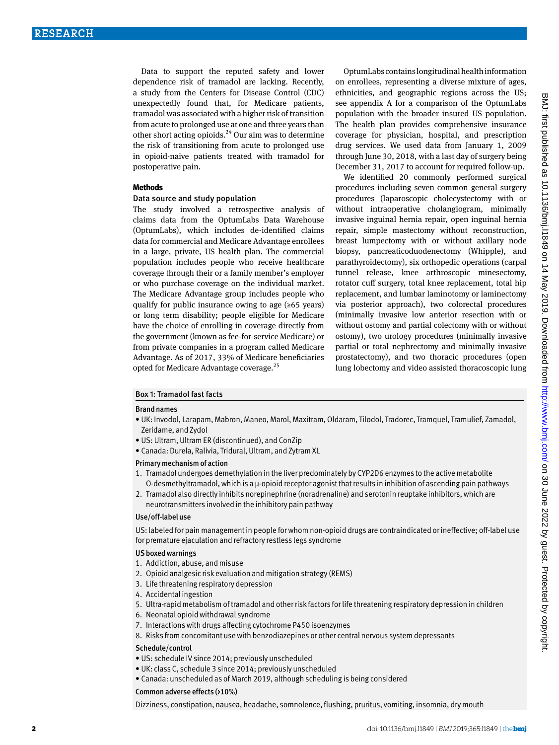Data to support the reputed safety and lower dependence risk of tramadol are lacking. Recently, a study from the Centers for Disease Control (CDC) unexpectedly found that, for Medicare patients, tramadol was associated with a higher risk of transition from acute to prolonged use at one and three years than other short acting opioids.[24] Our aim was to determine the risk of transitioning from acute to prolonged use in opioid-naive patients treated with tramadol for postoperative pain.

## Methods

### Data source and study population

The study involved a retrospective analysis of claims data from the OptumLabs Data Warehouse (OptumLabs), which includes de-identified claims data for commercial and Medicare Advantage enrollees in a large, private, US health plan. The commercial population includes people who receive healthcare coverage through their or a family member's employer or who purchase coverage on the individual market. The Medicare Advantage group includes people who qualify for public insurance owing to age (≥65 years) or long term disability; people eligible for Medicare have the choice of enrolling in coverage directly from the government (known as fee-for-service Medicare) or from private companies in a program called Medicare Advantage. As of 2017, 33% of Medicare beneficiaries opted for Medicare Advantage coverage.[25]

OptumLabs contains longitudinal health information on enrollees, representing a diverse mixture of ages, ethnicities, and geographic regions across the US; see appendix A for a comparison of the OptumLabs population with the broader insured US population. The health plan provides comprehensive insurance coverage for physician, hospital, and prescription drug services. We used data from January 1, 2009 through June 30, 2018, with a last day of surgery being December 31, 2017 to account for required follow-up.

We identified 20 commonly performed surgical procedures including seven common general surgery procedures (laparoscopic cholecystectomy with or without intraoperative cholangiogram, minimally invasive inguinal hernia repair, open inguinal hernia repair, simple mastectomy without reconstruction, breast lumpectomy with or without axillary node biopsy, pancreaticoduodenectomy (Whipple), and parathyroidectomy), six orthopedic operations (carpal tunnel release, knee arthroscopic minesectomy, rotator cuff surgery, total knee replacement, total hip replacement, and lumbar laminotomy or laminectomy via posterior approach), two colorectal procedures (minimally invasive low anterior resection with or without ostomy and partial colectomy with or without ostomy), two urology procedures (minimally invasive partial or total nephrectomy and minimally invasive prostatectomy), and two thoracic procedures (open lung lobectomy and video assisted thoracoscopic lung

**Box 1: Tramadol fast facts**

**Brand names**

- UK: Invodol, Larapam, Mabron, Maneo, Marol, Maxitram, Oldaram, Tilodol, Tradorec, Tramquel, Tramulief, Zamadol, Zeridame, and Zydol
- US: Ultram, Ultram ER (discontinued), and ConZip
- Canada: Durela, Ralivia, Tridural, Ultram, and Zytram XL

**Primary mechanism of action**

1. Tramadol undergoes demethylation in the liver predominately by CYP2D6 enzymes to the active metabolite O-desmethyltramadol, which is a μ-opioid receptor agonist that results in inhibition of ascending pain pathways
2. Tramadol also directly inhibits norepinephrine (noradrenaline) and serotonin reuptake inhibitors, which are neurotransmitters involved in the inhibitory pain pathway

**Use/off-label use**

US: labeled for pain management in people for whom non-opioid drugs are contraindicated or ineffective; off-label use for premature ejaculation and refractory restless legs syndrome

**US boxed warnings**

1. Addiction, abuse, and misuse
2. Opioid analgesic risk evaluation and mitigation strategy (REMS)
3. Life threatening respiratory depression
4. Accidental ingestion
5. Ultra-rapid metabolism of tramadol and other risk factors for life threatening respiratory depression in children
6. Neonatal opioid withdrawal syndrome
7. Interactions with drugs affecting cytochrome P450 isoenzymes
8. Risks from concomitant use with benzodiazepines or other central nervous system depressants

**Schedule/control**

- US: schedule IV since 2014; previously unscheduled
- UK: class C, schedule 3 since 2014; previously unscheduled
- Canada: unscheduled as of March 2019, although scheduling is being considered

**Common adverse effects (>10%)**

Dizziness, constipation, nausea, headache, somnolence, flushing, pruritus, vomiting, insomnia, dry mouth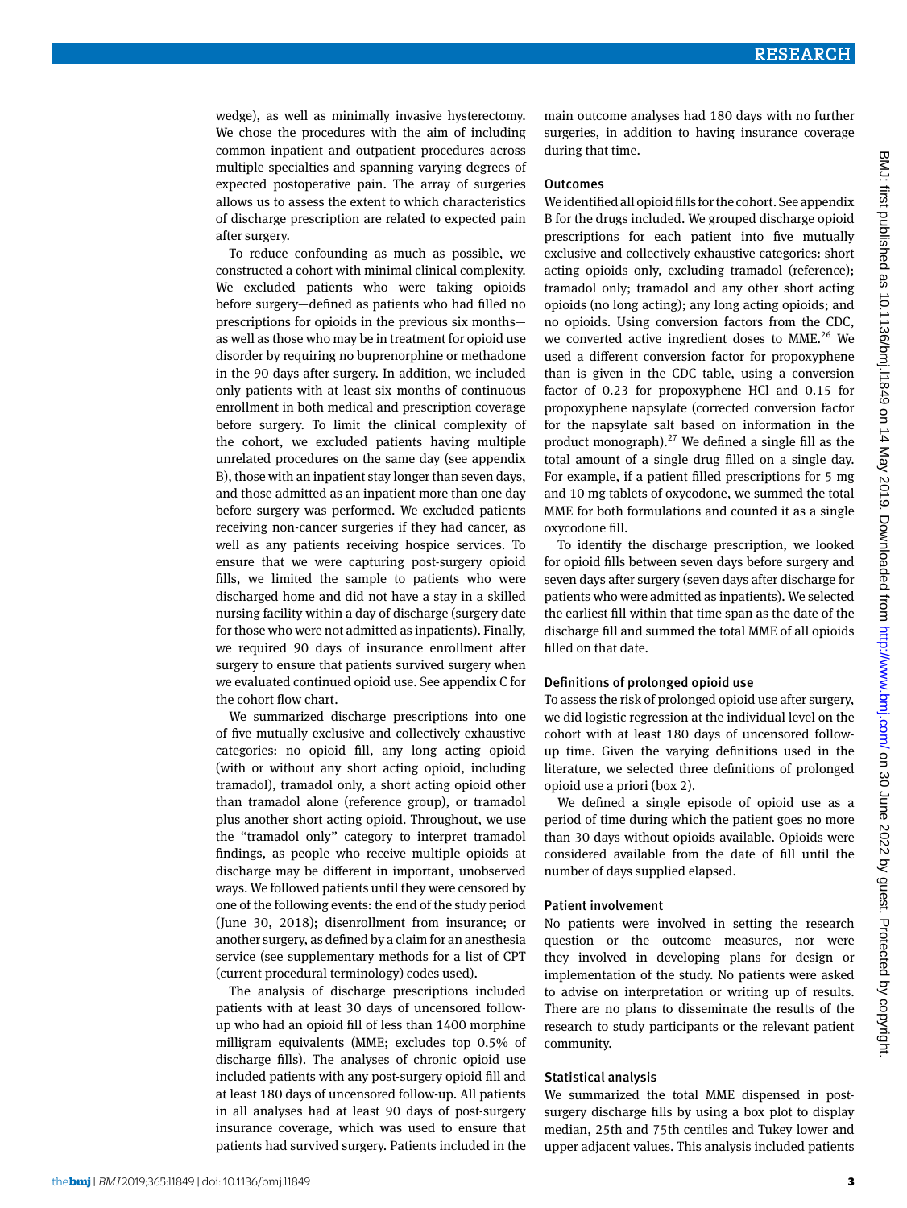wedge), as well as minimally invasive hysterectomy. We chose the procedures with the aim of including common inpatient and outpatient procedures across multiple specialties and spanning varying degrees of expected postoperative pain. The array of surgeries allows us to assess the extent to which characteristics of discharge prescription are related to expected pain after surgery.

To reduce confounding as much as possible, we constructed a cohort with minimal clinical complexity. We excluded patients who were taking opioids before surgery—defined as patients who had filled no prescriptions for opioids in the previous six months—as well as those who may be in treatment for opioid use disorder by requiring no buprenorphine or methadone in the 90 days after surgery. In addition, we included only patients with at least six months of continuous enrollment in both medical and prescription coverage before surgery. To limit the clinical complexity of the cohort, we excluded patients having multiple unrelated procedures on the same day (see appendix B), those with an inpatient stay longer than seven days, and those admitted as an inpatient more than one day before surgery was performed. We excluded patients receiving non-cancer surgeries if they had cancer, as well as any patients receiving hospice services. To ensure that we were capturing post-surgery opioid fills, we limited the sample to patients who were discharged home and did not have a stay in a skilled nursing facility within a day of discharge (surgery date for those who were not admitted as inpatients). Finally, we required 90 days of insurance enrollment after surgery to ensure that patients survived surgery when we evaluated continued opioid use. See appendix C for the cohort flow chart.

We summarized discharge prescriptions into one of five mutually exclusive and collectively exhaustive categories: no opioid fill, any long acting opioid (with or without any short acting opioid, including tramadol), tramadol only, a short acting opioid other than tramadol alone (reference group), or tramadol plus another short acting opioid. Throughout, we use the "tramadol only" category to interpret tramadol findings, as people who receive multiple opioids at discharge may be different in important, unobserved ways. We followed patients until they were censored by one of the following events: the end of the study period (June 30, 2018); disenrollment from insurance; or another surgery, as defined by a claim for an anesthesia service (see supplementary methods for a list of CPT (current procedural terminology) codes used).

The analysis of discharge prescriptions included patients with at least 30 days of uncensored follow-up who had an opioid fill of less than 1400 morphine milligram equivalents (MME; excludes top 0.5% of discharge fills). The analyses of chronic opioid use included patients with any post-surgery opioid fill and at least 180 days of uncensored follow-up. All patients in all analyses had at least 90 days of post-surgery insurance coverage, which was used to ensure that patients had survived surgery. Patients included in the main outcome analyses had 180 days with no further surgeries, in addition to having insurance coverage during that time.

## Outcomes

We identified all opioid fills for the cohort. See appendix B for the drugs included. We grouped discharge opioid prescriptions for each patient into five mutually exclusive and collectively exhaustive categories: short acting opioids only, excluding tramadol (reference); tramadol only; tramadol and any other short acting opioids (no long acting); any long acting opioids; and no opioids. Using conversion factors from the CDC, we converted active ingredient doses to MME.[26] We used a different conversion factor for propoxyphene than is given in the CDC table, using a conversion factor of 0.23 for propoxyphene HCl and 0.15 for propoxyphene napsylate (corrected conversion factor for the napsylate salt based on information in the product monograph).[27] We defined a single fill as the total amount of a single drug filled on a single day. For example, if a patient filled prescriptions for 5 mg and 10 mg tablets of oxycodone, we summed the total MME for both formulations and counted it as a single oxycodone fill.

To identify the discharge prescription, we looked for opioid fills between seven days before surgery and seven days after surgery (seven days after discharge for patients who were admitted as inpatients). We selected the earliest fill within that time span as the date of the discharge fill and summed the total MME of all opioids filled on that date.

## Definitions of prolonged opioid use

To assess the risk of prolonged opioid use after surgery, we did logistic regression at the individual level on the cohort with at least 180 days of uncensored follow-up time. Given the varying definitions used in the literature, we selected three definitions of prolonged opioid use a priori (box 2).

We defined a single episode of opioid use as a period of time during which the patient goes no more than 30 days without opioids available. Opioids were considered available from the date of fill until the number of days supplied elapsed.

## Patient involvement

No patients were involved in setting the research question or the outcome measures, nor were they involved in developing plans for design or implementation of the study. No patients were asked to advise on interpretation or writing up of results. There are no plans to disseminate the results of the research to study participants or the relevant patient community.

## Statistical analysis

We summarized the total MME dispensed in post-surgery discharge fills by using a box plot to display median, 25th and 75th centiles and Tukey lower and upper adjacent values. This analysis included patients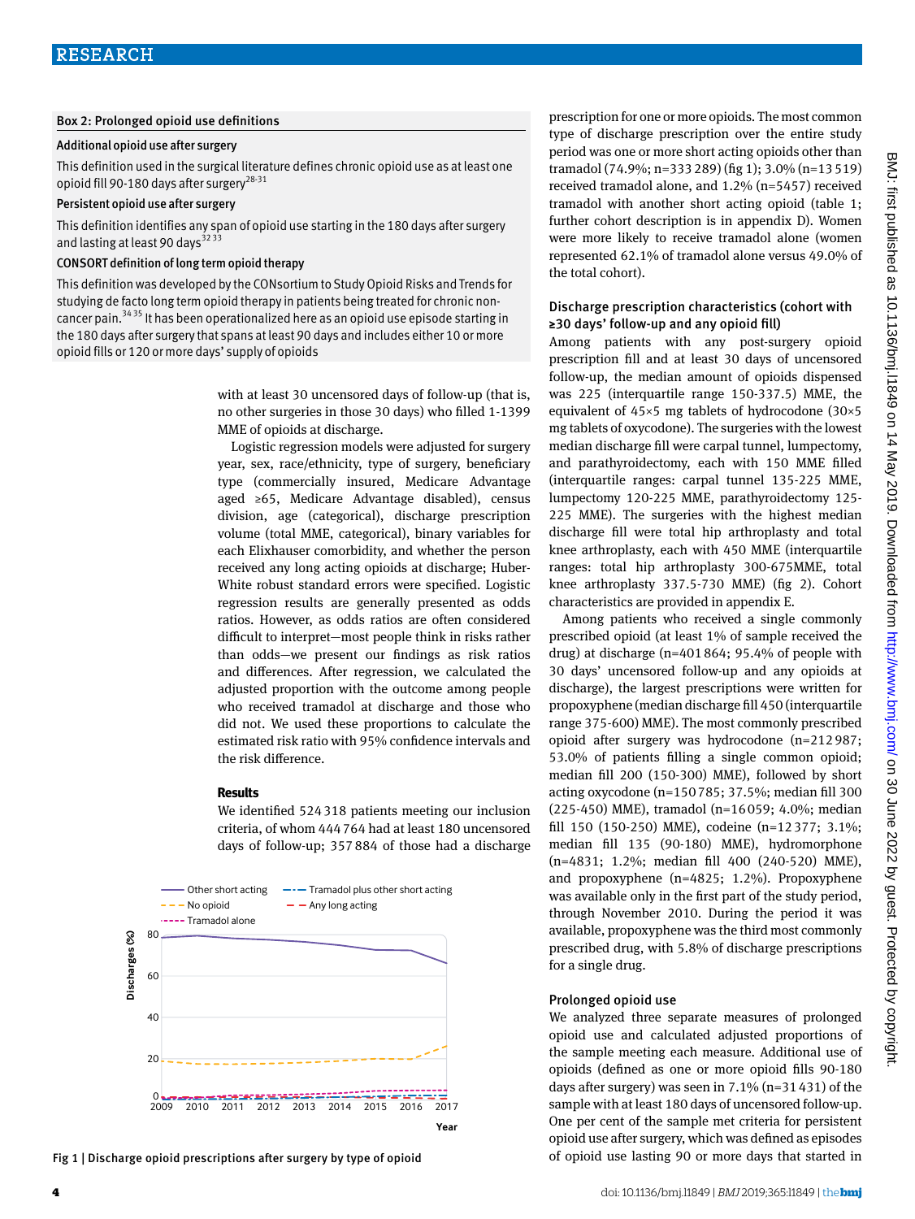**Box 2: Prolonged opioid use definitions**

**Additional opioid use after surgery**

This definition used in the surgical literature defines chronic opioid use as at least one opioid fill 90-180 days after surgery[28-31]

**Persistent opioid use after surgery**

This definition identifies any span of opioid use starting in the 180 days after surgery and lasting at least 90 days[32 33]

**CONSORT definition of long term opioid therapy**

This definition was developed by the CONsortium to Study Opioid Risks and Trends for studying de facto long term opioid therapy in patients being treated for chronic non-cancer pain.[34 35] It has been operationalized here as an opioid use episode starting in the 180 days after surgery that spans at least 90 days and includes either 10 or more opioid fills or 120 or more days' supply of opioids

with at least 30 uncensored days of follow-up (that is, no other surgeries in those 30 days) who filled 1-1399 MME of opioids at discharge.

Logistic regression models were adjusted for surgery year, sex, race/ethnicity, type of surgery, beneficiary type (commercially insured, Medicare Advantage aged ≥65, Medicare Advantage disabled), census division, age (categorical), discharge prescription volume (total MME, categorical), binary variables for each Elixhauser comorbidity, and whether the person received any long acting opioids at discharge; Huber-White robust standard errors were specified. Logistic regression results are generally presented as odds ratios. However, as odds ratios are often considered difficult to interpret—most people think in risks rather than odds—we present our findings as risk ratios and differences. After regression, we calculated the adjusted proportion with the outcome among people who received tramadol at discharge and those who did not. We used these proportions to calculate the estimated risk ratio with 95% confidence intervals and the risk difference.

## Results

We identified 524 318 patients meeting our inclusion criteria, of whom 444 764 had at least 180 uncensored days of follow-up; 357 884 of those had a discharge prescription for one or more opioids. The most common type of discharge prescription over the entire study period was one or more short acting opioids other than tramadol (74.9%; n=333 289) (fig 1); 3.0% (n=13 519) received tramadol alone, and 1.2% (n=5457) received tramadol with another short acting opioid (table 1; further cohort description is in appendix D). Women were more likely to receive tramadol alone (women represented 62.1% of tramadol alone versus 49.0% of the total cohort).

Fig 1 | Discharge opioid prescriptions after surgery by type of opioid

### Discharge prescription characteristics (cohort with ≥30 days' follow-up and any opioid fill)

Among patients with any post-surgery opioid prescription fill and at least 30 days of uncensored follow-up, the median amount of opioids dispensed was 225 (interquartile range 150-337.5) MME, the equivalent of 45×5 mg tablets of hydrocodone (30×5 mg tablets of oxycodone). The surgeries with the lowest median discharge fill were carpal tunnel, lumpectomy, and parathyroidectomy, each with 150 MME filled (interquartile ranges: carpal tunnel 135-225 MME, lumpectomy 120-225 MME, parathyroidectomy 125-225 MME). The surgeries with the highest median discharge fill were total hip arthroplasty and total knee arthroplasty, each with 450 MME (interquartile ranges: total hip arthroplasty 300-675MME, total knee arthroplasty 337.5-730 MME) (fig 2). Cohort characteristics are provided in appendix E.

Among patients who received a single commonly prescribed opioid (at least 1% of sample received the drug) at discharge (n=401 864; 95.4% of people with 30 days' uncensored follow-up and any opioids at discharge), the largest prescriptions were written for propoxyphene (median discharge fill 450 (interquartile range 375-600) MME). The most commonly prescribed opioid after surgery was hydrocodone (n=212 987; 53.0% of patients filling a single common opioid; median fill 200 (150-300) MME), followed by short acting oxycodone (n=150 785; 37.5%; median fill 300 (225-450) MME), tramadol (n=16 059; 4.0%; median fill 150 (150-250) MME), codeine (n=12 377; 3.1%; median fill 135 (90-180) MME), hydromorphone (n=4831; 1.2%; median fill 400 (240-520) MME), and propoxyphene (n=4825; 1.2%). Propoxyphene was available only in the first part of the study period, through November 2010. During the period it was available, propoxyphene was the third most commonly prescribed drug, with 5.8% of discharge prescriptions for a single drug.

### Prolonged opioid use

We analyzed three separate measures of prolonged opioid use and calculated adjusted proportions of the sample meeting each measure. Additional use of opioids (defined as one or more opioid fills 90-180 days after surgery) was seen in 7.1% (n=31 431) of the sample with at least 180 days of uncensored follow-up. One per cent of the sample met criteria for persistent opioid use after surgery, which was defined as episodes of opioid use lasting 90 or more days that started in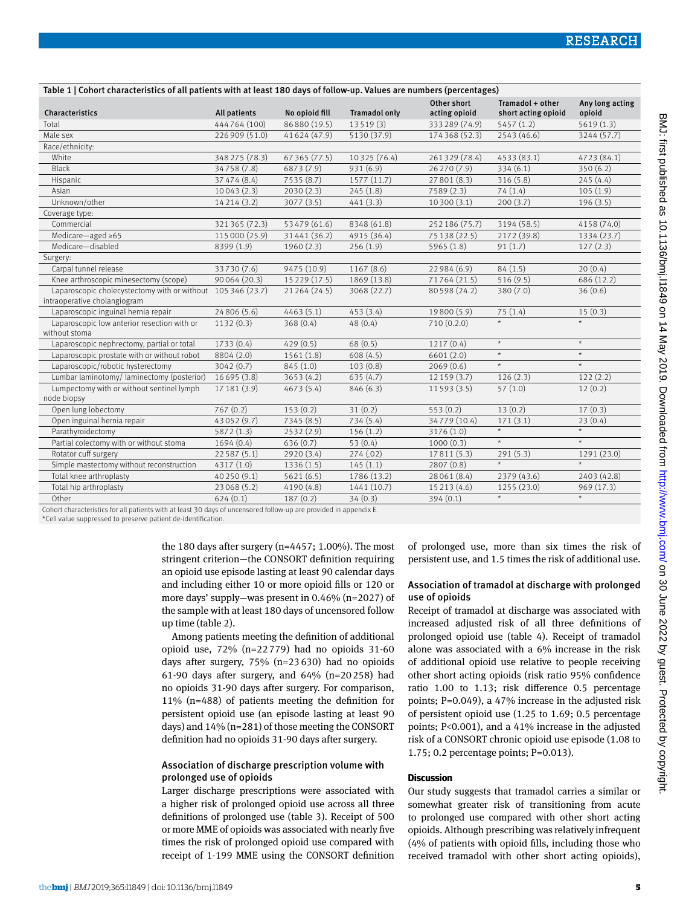Table 1 | Cohort characteristics of all patients with at least 180 days of follow-up. Values are numbers (percentages)

| Characteristics | All patients | No opioid fill | Tramadol only | Other short acting opioid | Tramadol + other short acting opioid | Any long acting opioid |
|---|---|---|---|---|---|---|
| Total | 444764 (100) | 86880 (19.5) | 13519 (3) | 333289 (74.9) | 5457 (1.2) | 5619 (1.3) |
| Male sex | 226909 (51.0) | 41624 (47.9) | 5130 (37.9) | 174368 (52.3) | 2543 (46.6) | 3244 (57.7) |
| Race/ethnicity: | | | | | | |
| White | 348275 (78.3) | 67365 (77.5) | 10325 (76.4) | 261329 (78.4) | 4533 (83.1) | 4723 (84.1) |
| Black | 34758 (7.8) | 6873 (7.9) | 931 (6.9) | 26270 (7.9) | 334 (6.1) | 350 (6.2) |
| Hispanic | 37474 (8.4) | 7535 (8.7) | 1577 (11.7) | 27801 (8.3) | 316 (5.8) | 245 (4.4) |
| Asian | 10043 (2.3) | 2030 (2.3) | 245 (1.8) | 7589 (2.3) | 74 (1.4) | 105 (1.9) |
| Unknown/other | 14214 (3.2) | 3077 (3.5) | 441 (3.3) | 10300 (3.1) | 200 (3.7) | 196 (3.5) |
| Coverage type: | | | | | | |
| Commercial | 321365 (72.3) | 53479 (61.6) | 8348 (61.8) | 252186 (75.7) | 3194 (58.5) | 4158 (74.0) |
| Medicare—aged ≥65 | 115000 (25.9) | 31441 (36.2) | 4915 (36.4) | 75138 (22.5) | 2172 (39.8) | 1334 (23.7) |
| Medicare—disabled | 8399 (1.9) | 1960 (2.3) | 256 (1.9) | 5965 (1.8) | 91 (1.7) | 127 (2.3) |
| Surgery: | | | | | | |
| Carpal tunnel release | 33730 (7.6) | 9475 (10.9) | 1167 (8.6) | 22984 (6.9) | 84 (1.5) | 20 (0.4) |
| Knee arthroscopic minesectomy (scope) | 90064 (20.3) | 15229 (17.5) | 1869 (13.8) | 71764 (21.5) | 516 (9.5) | 686 (12.2) |
| Laparoscopic cholecystectomy with or without intraoperative cholangiogram | 105346 (23.7) | 21264 (24.5) | 3068 (22.7) | 80598 (24.2) | 380 (7.0) | 36 (0.6) |
| Laparoscopic inguinal hernia repair | 24806 (5.6) | 4463 (5.1) | 453 (3.4) | 19800 (5.9) | 75 (1.4) | 15 (0.3) |
| Laparoscopic low anterior resection with or without stoma | 1132 (0.3) | 368 (0.4) | 48 (0.4) | 710 (0.2.0) | * | * |
| Laparoscopic nephrectomy, partial or total | 1733 (0.4) | 429 (0.5) | 68 (0.5) | 1217 (0.4) | * | * |
| Laparoscopic prostate with or without robot | 8804 (2.0) | 1561 (1.8) | 608 (4.5) | 6601 (2.0) | * | * |
| Laparoscopic/robotic hysterectomy | 3042 (0.7) | 845 (1.0) | 103 (0.8) | 2069 (0.6) | * | * |
| Lumbar laminotomy/ laminectomy (posterior) | 16695 (3.8) | 3653 (4.2) | 635 (4.7) | 12159 (3.7) | 126 (2.3) | 122 (2.2) |
| Lumpectomy with or without sentinel lymph node biopsy | 17181 (3.9) | 4673 (5.4) | 846 (6.3) | 11593 (3.5) | 57 (1.0) | 12 (0.2) |
| Open lung lobectomy | 767 (0.2) | 153 (0.2) | 31 (0.2) | 553 (0.2) | 13 (0.2) | 17 (0.3) |
| Open inguinal hernia repair | 43052 (9.7) | 7345 (8.5) | 734 (5.4) | 34779 (10.4) | 171 (3.1) | 23 (0.4) |
| Parathyroidectomy | 5872 (1.3) | 2532 (2.9) | 156 (1.2) | 3176 (1.0) | * | * |
| Partial colectomy with or without stoma | 1694 (0.4) | 636 (0.7) | 53 (0.4) | 1000 (0.3) | * | * |
| Rotator cuff surgery | 22587 (5.1) | 2920 (3.4) | 274 (.02) | 17811 (5.3) | 291 (5.3) | 1291 (23.0) |
| Simple mastectomy without reconstruction | 4317 (1.0) | 1336 (1.5) | 145 (1.1) | 2807 (0.8) | * | * |
| Total knee arthroplasty | 40250 (9.1) | 5621 (6.5) | 1786 (13.2) | 28061 (8.4) | 2379 (43.6) | 2403 (42.8) |
| Total hip arthroplasty | 23068 (5.2) | 4190 (4.8) | 1441 (10.7) | 15213 (4.6) | 1255 (23.0) | 969 (17.3) |
| Other | 624 (0.1) | 187 (0.2) | 34 (0.3) | 394 (0.1) | * | * |

Cohort characteristics for all patients with at least 30 days of uncensored follow-up are provided in appendix E.
*Cell value suppressed to preserve patient de-identification.

the 180 days after surgery (n=4457; 1.00%). The most stringent criterion—the CONSORT definition requiring an opioid use episode lasting at least 90 calendar days and including either 10 or more opioid fills or 120 or more days' supply—was present in 0.46% (n=2027) of the sample with at least 180 days of uncensored follow up time (table 2).

Among patients meeting the definition of additional opioid use, 72% (n=22779) had no opioids 31-60 days after surgery, 75% (n=23630) had no opioids 61-90 days after surgery, and 64% (n=20258) had no opioids 31-90 days after surgery. For comparison, 11% (n=488) of patients meeting the definition for persistent opioid use (an episode lasting at least 90 days) and 14% (n=281) of those meeting the CONSORT definition had no opioids 31-90 days after surgery.

### Association of discharge prescription volume with prolonged use of opioids

Larger discharge prescriptions were associated with a higher risk of prolonged opioid use across all three definitions of prolonged use (table 3). Receipt of 500 or more MME of opioids was associated with nearly five times the risk of prolonged opioid use compared with receipt of 1-199 MME using the CONSORT definition of prolonged use, more than six times the risk of persistent use, and 1.5 times the risk of additional use.

### Association of tramadol at discharge with prolonged use of opioids

Receipt of tramadol at discharge was associated with increased adjusted risk of all three definitions of prolonged opioid use (table 4). Receipt of tramadol alone was associated with a 6% increase in the risk of additional opioid use relative to people receiving other short acting opioids (risk ratio 95% confidence ratio 1.00 to 1.13; risk difference 0.5 percentage points; P=0.049), a 47% increase in the adjusted risk of persistent opioid use (1.25 to 1.69; 0.5 percentage points; P<0.001), and a 41% increase in the adjusted risk of a CONSORT chronic opioid use episode (1.08 to 1.75; 0.2 percentage points; P=0.013).

## Discussion

Our study suggests that tramadol carries a similar or somewhat greater risk of transitioning from acute to prolonged use compared with other short acting opioids. Although prescribing was relatively infrequent (4% of patients with opioid fills, including those who received tramadol with other short acting opioids),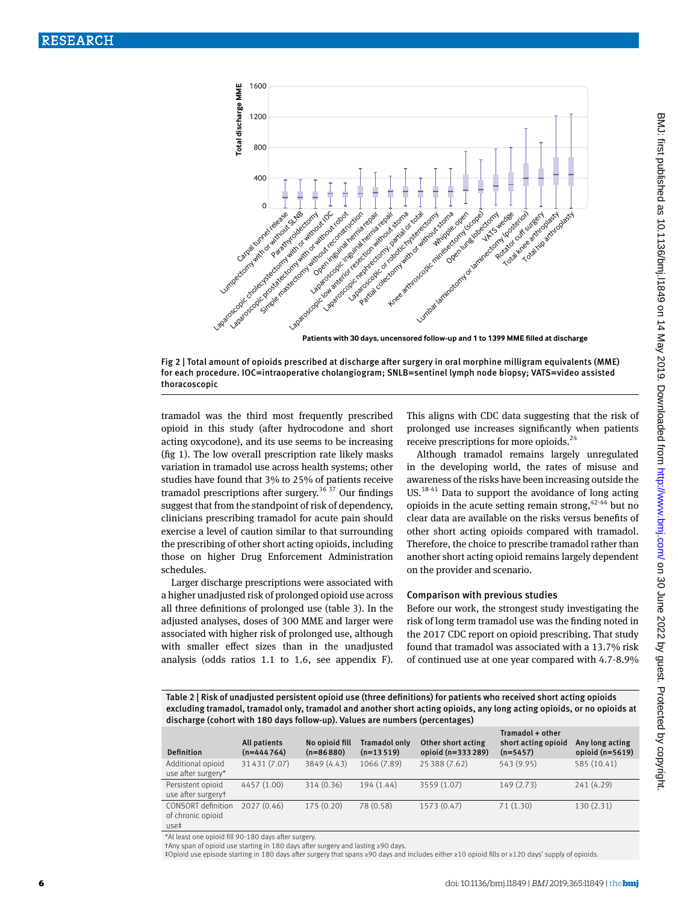Fig 2 | Total amount of opioids prescribed at discharge after surgery in oral morphine milligram equivalents (MME) for each procedure. IOC=intraoperative cholangiogram; SLNB=sentinel lymph node biopsy; VATS=video assisted thoracoscopic

tramadol was the third most frequently prescribed opioid in this study (after hydrocodone and short acting oxycodone), and its use seems to be increasing (fig 1). The low overall prescription rate likely masks variation in tramadol use across health systems; other studies have found that 3% to 25% of patients receive tramadol prescriptions after surgery.[36 37] Our findings suggest that from the standpoint of risk of dependency, clinicians prescribing tramadol for acute pain should exercise a level of caution similar to that surrounding the prescribing of other short acting opioids, including those on higher Drug Enforcement Administration schedules.

Larger discharge prescriptions were associated with a higher unadjusted risk of prolonged opioid use across all three definitions of prolonged use (table 3). In the adjusted analyses, doses of 300 MME and larger were associated with higher risk of prolonged use, although with smaller effect sizes than in the unadjusted analysis (odds ratios 1.1 to 1.6, see appendix F). This aligns with CDC data suggesting that the risk of prolonged use increases significantly when patients receive prescriptions for more opioids.[24]

Although tramadol remains largely unregulated in the developing world, the rates of misuse and awareness of the risks have been increasing outside the US.[38-41] Data to support the avoidance of long acting opioids in the acute setting remain strong,[42-44] but no clear data are available on the risks versus benefits of other short acting opioids compared with tramadol. Therefore, the choice to prescribe tramadol rather than another short acting opioid remains largely dependent on the provider and scenario.

### Comparison with previous studies

Before our work, the strongest study investigating the risk of long term tramadol use was the finding noted in the 2017 CDC report on opioid prescribing. That study found that tramadol was associated with a 13.7% risk of continued use at one year compared with 4.7-8.9%

Table 2 | Risk of unadjusted persistent opioid use (three definitions) for patients who received short acting opioids excluding tramadol, tramadol only, tramadol and another short acting opioids, any long acting opioids, or no opioids at discharge (cohort with 180 days follow-up). Values are numbers (percentages)

| Definition | All patients (n=444 764) | No opioid fill (n=86 880) | Tramadol only (n=13 519) | Other short acting opioid (n=333 289) | Tramadol + other short acting opioid (n=5457) | Any long acting opioid (n=5619) |
|---|---|---|---|---|---|---|
| Additional opioid use after surgery* | 31 431 (7.07) | 3849 (4.43) | 1066 (7.89) | 25 388 (7.62) | 543 (9.95) | 585 (10.41) |
| Persistent opioid use after surgery† | 4457 (1.00) | 314 (0.36) | 194 (1.44) | 3559 (1.07) | 149 (2.73) | 241 (4.29) |
| CONSORT definition of chronic opioid use‡ | 2027 (0.46) | 175 (0.20) | 78 (0.58) | 1573 (0.47) | 71 (1.30) | 130 (2.31) |

*At least one opioid fill 90-180 days after surgery.
†Any span of opioid use starting in 180 days after surgery and lasting ≥90 days.
‡Opioid use episode starting in 180 days after surgery that spans ≥90 days and includes either ≥10 opioid fills or ≥120 days' supply of opioids.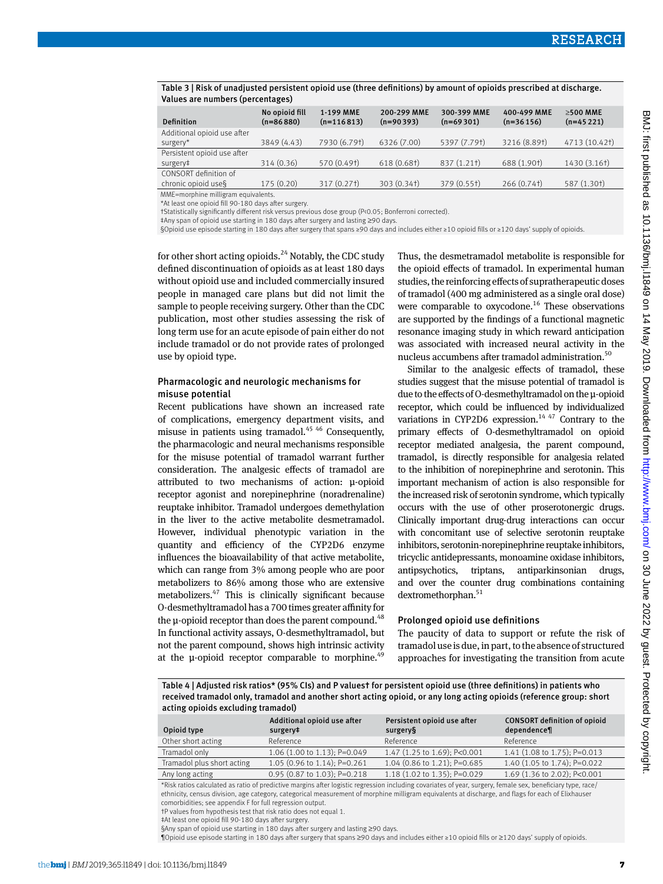Table 3 | Risk of unadjusted persistent opioid use (three definitions) by amount of opioids prescribed at discharge. Values are numbers (percentages)

| Definition | No opioid fill (n=86 880) | 1-199 MME (n=116 813) | 200-299 MME (n=90 393) | 300-399 MME (n=69 301) | 400-499 MME (n=36 156) | ≥500 MME (n=45 221) |
|---|---|---|---|---|---|---|
| Additional opioid use after surgery* | 3849 (4.43) | 7930 (6.79†) | 6326 (7.00) | 5397 (7.79†) | 3216 (8.89†) | 4713 (10.42†) |
| Persistent opioid use after surgery‡ | 314 (0.36) | 570 (0.49†) | 618 (0.68†) | 837 (1.21†) | 688 (1.90†) | 1430 (3.16†) |
| CONSORT definition of chronic opioid use§ | 175 (0.20) | 317 (0.27†) | 303 (0.34†) | 379 (0.55†) | 266 (0.74†) | 587 (1.30†) |

MME=morphine milligram equivalents.
*At least one opioid fill 90-180 days after surgery.
†Statistically significantly different risk versus previous dose group (P<0.05; Bonferroni corrected).
‡Any span of opioid use starting in 180 days after surgery and lasting ≥90 days.
§Opioid use episode starting in 180 days after surgery that spans ≥90 days and includes either ≥10 opioid fills or ≥120 days' supply of opioids.

for other short acting opioids.[24] Notably, the CDC study defined discontinuation of opioids as at least 180 days without opioid use and included commercially insured people in managed care plans but did not limit the sample to people receiving surgery. Other than the CDC publication, most other studies assessing the risk of long term use for an acute episode of pain either do not include tramadol or do not provide rates of prolonged use by opioid type.

### Pharmacologic and neurologic mechanisms for misuse potential

Recent publications have shown an increased rate of complications, emergency department visits, and misuse in patients using tramadol.[45 46] Consequently, the pharmacologic and neural mechanisms responsible for the misuse potential of tramadol warrant further consideration. The analgesic effects of tramadol are attributed to two mechanisms of action: µ-opioid receptor agonist and norepinephrine (noradrenaline) reuptake inhibitor. Tramadol undergoes demethylation in the liver to the active metabolite desmetramadol. However, individual phenotypic variation in the quantity and efficiency of the CYP2D6 enzyme influences the bioavailability of that active metabolite, which can range from 3% among people who are poor metabolizers to 86% among those who are extensive metabolizers.[47] This is clinically significant because O-desmethyltramadol has a 700 times greater affinity for the µ-opioid receptor than does the parent compound.[48] In functional activity assays, O-desmethyltramadol, but not the parent compound, shows high intrinsic activity at the µ-opioid receptor comparable to morphine.[49] Thus, the desmetramadol metabolite is responsible for the opioid effects of tramadol. In experimental human studies, the reinforcing effects of supratherapeutic doses of tramadol (400 mg administered as a single oral dose) were comparable to oxycodone.[16] These observations are supported by the findings of a functional magnetic resonance imaging study in which reward anticipation was associated with increased neural activity in the nucleus accumbens after tramadol administration.[50]

Similar to the analgesic effects of tramadol, these studies suggest that the misuse potential of tramadol is due to the effects of O-desmethyltramadol on the µ-opioid receptor, which could be influenced by individualized variations in CYP2D6 expression.[14 47] Contrary to the primary effects of O-desmethyltramadol on opioid receptor mediated analgesia, the parent compound, tramadol, is directly responsible for analgesia related to the inhibition of norepinephrine and serotonin. This important mechanism of action is also responsible for the increased risk of serotonin syndrome, which typically occurs with the use of other proserotonergic drugs. Clinically important drug-drug interactions can occur with concomitant use of selective serotonin reuptake inhibitors, serotonin-norepinephrine reuptake inhibitors, tricyclic antidepressants, monoamine oxidase inhibitors, antipsychotics, triptans, antiparkinsonian drugs, and over the counter drug combinations containing dextromethorphan.[51]

### Prolonged opioid use definitions

The paucity of data to support or refute the risk of tramadol use is due, in part, to the absence of structured approaches for investigating the transition from acute

Table 4 | Adjusted risk ratios* (95% CIs) and P values† for persistent opioid use (three definitions) in patients who received tramadol only, tramadol and another short acting opioid, or any long acting opioids (reference group: short acting opioids excluding tramadol)

| Opioid type | Additional opioid use after surgery‡ | Persistent opioid use after surgery§ | CONSORT definition of opioid dependence¶ |
|---|---|---|---|
| Other short acting | Reference | Reference | Reference |
| Tramadol only | 1.06 (1.00 to 1.13); P=0.049 | 1.47 (1.25 to 1.69); P<0.001 | 1.41 (1.08 to 1.75); P=0.013 |
| Tramadol plus short acting | 1.05 (0.96 to 1.14); P=0.261 | 1.04 (0.86 to 1.21); P=0.685 | 1.40 (1.05 to 1.74); P=0.022 |
| Any long acting | 0.95 (0.87 to 1.03); P=0.218 | 1.18 (1.02 to 1.35); P=0.029 | 1.69 (1.36 to 2.02); P<0.001 |

*Risk ratios calculated as ratio of predictive margins after logistic regression including covariates of year, surgery, female sex, beneficiary type, race/ethnicity, census division, age category, categorical measurement of morphine milligram equivalents at discharge, and flags for each of Elixhauser comorbidities; see appendix F for full regression output.
†P values from hypothesis test that risk ratio does not equal 1.
‡At least one opioid fill 90-180 days after surgery.
§Any span of opioid use starting in 180 days after surgery and lasting ≥90 days.
¶Opioid use episode starting in 180 days after surgery that spans ≥90 days and includes either ≥10 opioid fills or ≥120 days' supply of opioids.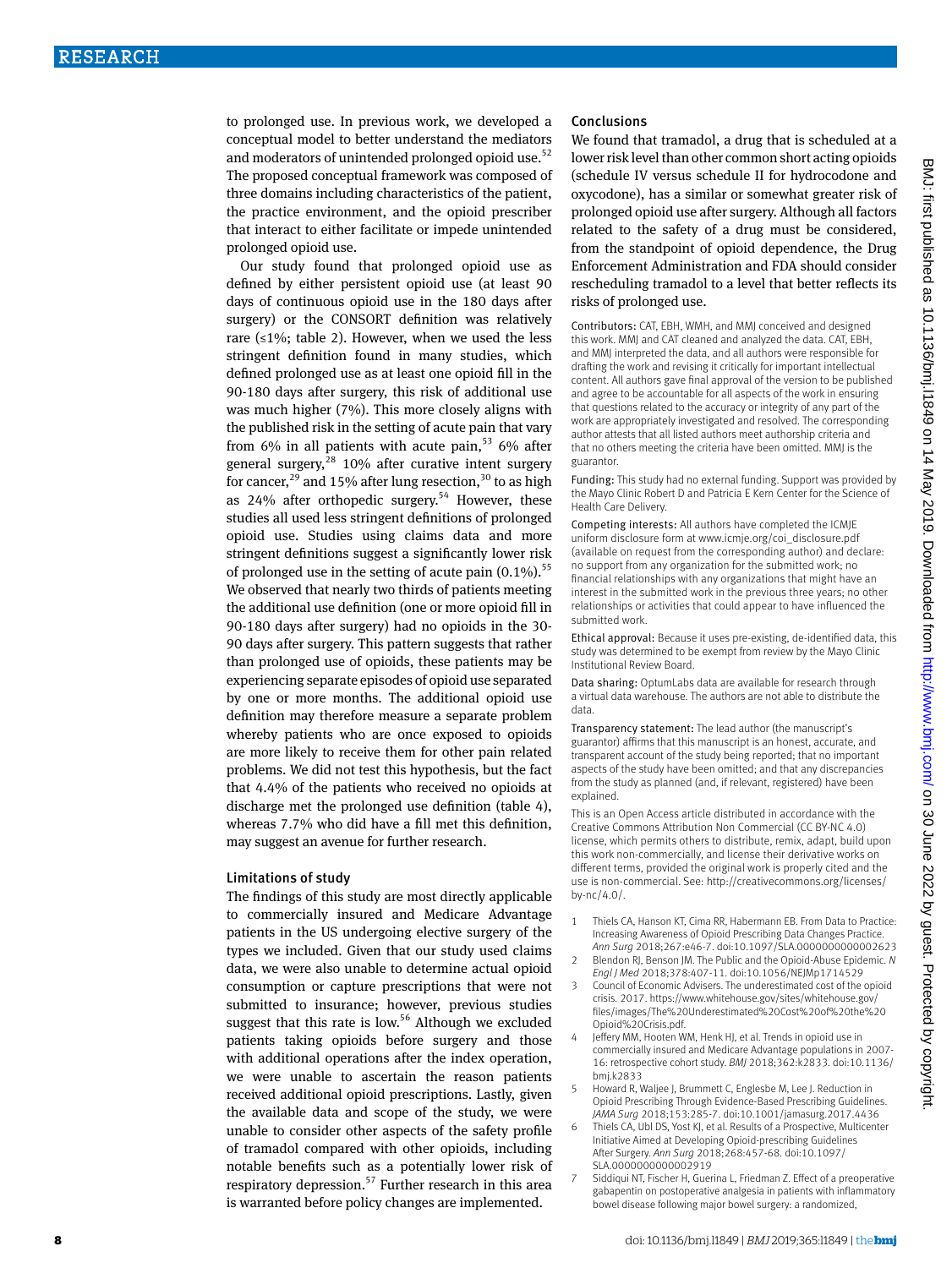to prolonged use. In previous work, we developed a conceptual model to better understand the mediators and moderators of unintended prolonged opioid use.[52] The proposed conceptual framework was composed of three domains including characteristics of the patient, the practice environment, and the opioid prescriber that interact to either facilitate or impede unintended prolonged opioid use.

Our study found that prolonged opioid use as defined by either persistent opioid use (at least 90 days of continuous opioid use in the 180 days after surgery) or the CONSORT definition was relatively rare (≤1%; table 2). However, when we used the less stringent definition found in many studies, which defined prolonged use as at least one opioid fill in the 90-180 days after surgery, this risk of additional use was much higher (7%). This more closely aligns with the published risk in the setting of acute pain that vary from 6% in all patients with acute pain,[53] 6% after general surgery,[28] 10% after curative intent surgery for cancer,[29] and 15% after lung resection,[30] to as high as 24% after orthopedic surgery.[54] However, these studies all used less stringent definitions of prolonged opioid use. Studies using claims data and more stringent definitions suggest a significantly lower risk of prolonged use in the setting of acute pain (0.1%).[55] We observed that nearly two thirds of patients meeting the additional use definition (one or more opioid fill in 90-180 days after surgery) had no opioids in the 30-90 days after surgery. This pattern suggests that rather than prolonged use of opioids, these patients may be experiencing separate episodes of opioid use separated by one or more months. The additional opioid use definition may therefore measure a separate problem whereby patients who are once exposed to opioids are more likely to receive them for other pain related problems. We did not test this hypothesis, but the fact that 4.4% of the patients who received no opioids at discharge met the prolonged use definition (table 4), whereas 7.7% who did have a fill met this definition, may suggest an avenue for further research.

## Limitations of study

The findings of this study are most directly applicable to commercially insured and Medicare Advantage patients in the US undergoing elective surgery of the types we included. Given that our study used claims data, we were also unable to determine actual opioid consumption or capture prescriptions that were not submitted to insurance; however, previous studies suggest that this rate is low.[56] Although we excluded patients taking opioids before surgery and those with additional operations after the index operation, we were unable to ascertain the reason patients received additional opioid prescriptions. Lastly, given the available data and scope of the study, we were unable to consider other aspects of the safety profile of tramadol compared with other opioids, including notable benefits such as a potentially lower risk of respiratory depression.[57] Further research in this area is warranted before policy changes are implemented.

## Conclusions

We found that tramadol, a drug that is scheduled at a lower risk level than other common short acting opioids (schedule IV versus schedule II for hydrocodone and oxycodone), has a similar or somewhat greater risk of prolonged opioid use after surgery. Although all factors related to the safety of a drug must be considered, from the standpoint of opioid dependence, the Drug Enforcement Administration and FDA should consider rescheduling tramadol to a level that better reflects its risks of prolonged use.

Contributors: CAT, EBH, WMH, and MMJ conceived and designed this work. MMJ and CAT cleaned and analyzed the data. CAT, EBH, and MMJ interpreted the data, and all authors were responsible for drafting the work and revising it critically for important intellectual content. All authors gave final approval of the version to be published and agree to be accountable for all aspects of the work in ensuring that questions related to the accuracy or integrity of any part of the work are appropriately investigated and resolved. The corresponding author attests that all listed authors meet authorship criteria and that no others meeting the criteria have been omitted. MMJ is the guarantor.

Funding: This study had no external funding. Support was provided by the Mayo Clinic Robert D and Patricia E Kern Center for the Science of Health Care Delivery.

Competing interests: All authors have completed the ICMJE uniform disclosure form at www.icmje.org/coi_disclosure.pdf (available on request from the corresponding author) and declare: no support from any organization for the submitted work; no financial relationships with any organizations that might have an interest in the submitted work in the previous three years; no other relationships or activities that could appear to have influenced the submitted work.

Ethical approval: Because it uses pre-existing, de-identified data, this study was determined to be exempt from review by the Mayo Clinic Institutional Review Board.

Data sharing: OptumLabs data are available for research through a virtual data warehouse. The authors are not able to distribute the data.

Transparency statement: The lead author (the manuscript's guarantor) affirms that this manuscript is an honest, accurate, and transparent account of the study being reported; that no important aspects of the study have been omitted; and that any discrepancies from the study as planned (and, if relevant, registered) have been explained.

This is an Open Access article distributed in accordance with the Creative Commons Attribution Non Commercial (CC BY-NC 4.0) license, which permits others to distribute, remix, adapt, build upon this work non-commercially, and license their derivative works on different terms, provided the original work is properly cited and the use is non-commercial. See: http://creativecommons.org/licenses/by-nc/4.0/.

1. Thiels CA, Hanson KT, Cima RR, Habermann EB. From Data to Practice: Increasing Awareness of Opioid Prescribing Data Changes Practice. *Ann Surg* 2018;267:e46-7. doi:10.1097/SLA.0000000000002623
2. Blendon RJ, Benson JM. The Public and the Opioid-Abuse Epidemic. *N Engl J Med* 2018;378:407-11. doi:10.1056/NEJMp1714529
3. Council of Economic Advisers. The underestimated cost of the opioid crisis. 2017. https://www.whitehouse.gov/sites/whitehouse.gov/files/images/The%20Underestimated%20Cost%20of%20the%20Opioid%20Crisis.pdf.
4. Jeffery MM, Hooten WM, Henk HJ, et al. Trends in opioid use in commercially insured and Medicare Advantage populations in 2007-16: retrospective cohort study. *BMJ* 2018;362:k2833. doi:10.1136/bmj.k2833
5. Howard R, Waljee J, Brummett C, Englesbe M, Lee J. Reduction in Opioid Prescribing Through Evidence-Based Prescribing Guidelines. *JAMA Surg* 2018;153:285-7. doi:10.1001/jamasurg.2017.4436
6. Thiels CA, Ubl DS, Yost KJ, et al. Results of a Prospective, Multicenter Initiative Aimed at Developing Opioid-prescribing Guidelines After Surgery. *Ann Surg* 2018;268:457-68. doi:10.1097/SLA.0000000000002919
7. Siddiqui NT, Fischer H, Guerina L, Friedman Z. Effect of a preoperative gabapentin on postoperative analgesia in patients with inflammatory bowel disease following major bowel surgery: a randomized,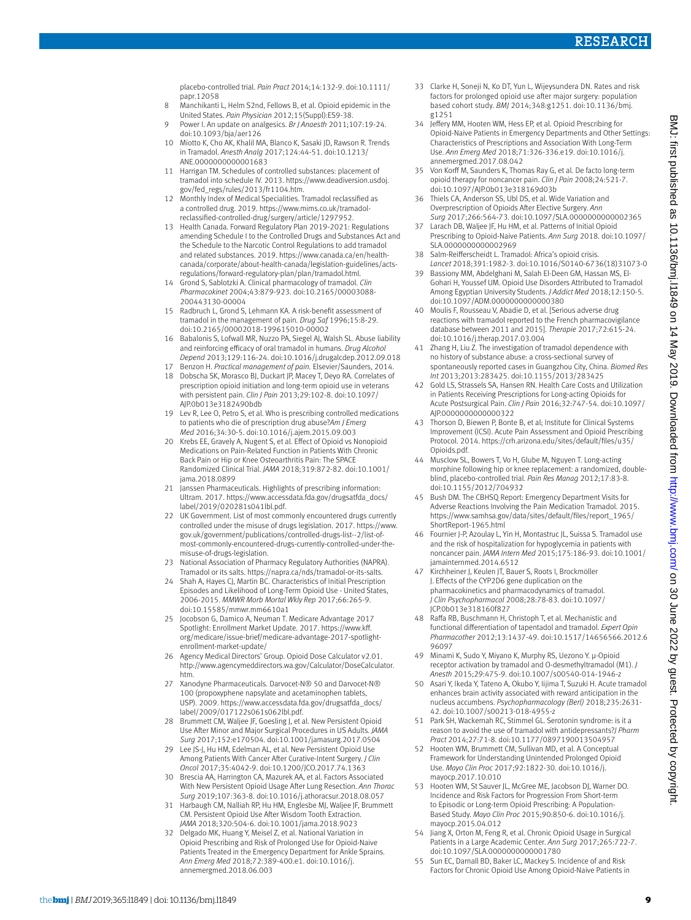placebo-controlled trial. *Pain Pract* 2014;14:132-9. doi:10.1111/papr.12058

8 Manchikanti L, Helm S2nd, Fellows B, et al. Opioid epidemic in the United States. *Pain Physician* 2012;15(Suppl):ES9-38.
9 Power I. An update on analgesics. *Br J Anaesth* 2011;107:19-24. doi:10.1093/bja/aer126
10 Miotto K, Cho AK, Khalil MA, Blanco K, Sasaki JD, Rawson R. Trends in Tramadol. *Anesth Analg* 2017;124:44-51. doi:10.1213/ANE.0000000000001683
11 Harrigan TM. Schedules of controlled substances: placement of tramadol into schedule IV. 2013. https://www.deadiversion.usdoj.gov/fed_regs/rules/2013/fr1104.htm.
12 Monthly Index of Medical Specialities. Tramadol reclassified as a controlled drug. 2019. https://www.mims.co.uk/tramadol-reclassified-controlled-drug/surgery/article/1297952.
13 Health Canada. Forward Regulatory Plan 2019-2021: Regulations amending Schedule I to the Controlled Drugs and Substances Act and the Schedule to the Narcotic Control Regulations to add tramadol and related substances. 2019. https://www.canada.ca/en/health-canada/corporate/about-health-canada/legislation-guidelines/acts-regulations/forward-regulatory-plan/plan/tramadol.html.
14 Grond S, Sablotzki A. Clinical pharmacology of tramadol. *Clin Pharmacokinet* 2004;43:879-923. doi:10.2165/00003088-200443130-00004
15 Radbruch L, Grond S, Lehmann KA. A risk-benefit assessment of tramadol in the management of pain. *Drug Saf* 1996;15:8-29. doi:10.2165/00002018-199615010-00002
16 Babalonis S, Lofwall MR, Nuzzo PA, Siegel AJ, Walsh SL. Abuse liability and reinforcing efficacy of oral tramadol in humans. *Drug Alcohol Depend* 2013;129:116-24. doi:10.1016/j.drugalcdep.2012.09.018
17 Benzon H. *Practical management of pain.* Elsevier/Saunders, 2014.
18 Dobscha SK, Morasco BJ, Duckart JP, Macey T, Deyo RA. Correlates of prescription opioid initiation and long-term opioid use in veterans with persistent pain. *Clin J Pain* 2013;29:102-8. doi:10.1097/AJP.0b013e3182490bdb
19 Lev R, Lee O, Petro S, et al. Who is prescribing controlled medications to patients who die of prescription drug abuse?*Am J Emerg Med* 2016;34:30-5. doi:10.1016/j.ajem.2015.09.003
20 Krebs EE, Gravely A, Nugent S, et al. Effect of Opioid vs Nonopioid Medications on Pain-Related Function in Patients With Chronic Back Pain or Hip or Knee Osteoarthritis Pain: The SPACE Randomized Clinical Trial. *JAMA* 2018;319:872-82. doi:10.1001/jama.2018.0899
21 Janssen Pharmaceuticals. Highlights of prescribing information: Ultram. 2017. https://www.accessdata.fda.gov/drugsatfda_docs/label/2019/020281s041lbl.pdf.
22 UK Government. List of most commonly encountered drugs currently controlled under the misuse of drugs legislation. 2017. https://www.gov.uk/government/publications/controlled-drugs-list--2/list-of-most-commonly-encountered-drugs-currently-controlled-under-the-misuse-of-drugs-legislation.
23 National Association of Pharmacy Regulatory Authorities (NAPRA). Tramadol or its salts. https://napra.ca/nds/tramadol-or-its-salts.
24 Shah A, Hayes CJ, Martin BC. Characteristics of Initial Prescription Episodes and Likelihood of Long-Term Opioid Use - United States, 2006-2015. *MMWR Morb Mortal Wkly Rep* 2017;66:265-9. doi:10.15585/mmwr.mm6610a1
25 Jocobson G, Damico A, Neuman T. Medicare Advantage 2017 Spotlight: Enrollment Market Update. 2017. https://www.kff.org/medicare/issue-brief/medicare-advantage-2017-spotlight-enrollment-market-update/
26 Agency Medical Directors' Group. Opioid Dose Calculator v2.01. http://www.agencymeddirectors.wa.gov/Calculator/DoseCalculator.htm.
27 Xanodyne Pharmaceuticals. Darvocet-N® 50 and Darvocet-N® 100 (propoxyphene napsylate and acetaminophen tablets, USP). 2009. https://www.accessdata.fda.gov/drugsatfda_docs/label/2009/017122s061s062lbl.pdf.
28 Brummett CM, Waljee JF, Goesling J, et al. New Persistent Opioid Use After Minor and Major Surgical Procedures in US Adults. *JAMA Surg* 2017;152:e170504. doi:10.1001/jamasurg.2017.0504
29 Lee JS-J, Hu HM, Edelman AL, et al. New Persistent Opioid Use Among Patients With Cancer After Curative-Intent Surgery. *J Clin Oncol* 2017;35:4042-9. doi:10.1200/JCO.2017.74.1363
30 Brescia AA, Harrington CA, Mazurek AA, et al. Factors Associated With New Persistent Opioid Usage After Lung Resection. *Ann Thorac Surg* 2019;107:363-8. doi:10.1016/j.athoracsur.2018.08.057
31 Harbaugh CM, Nalliah RP, Hu HM, Englesbe MJ, Waljee JF, Brummett CM. Persistent Opioid Use After Wisdom Tooth Extraction. *JAMA* 2018;320:504-6. doi:10.1001/jama.2018.9023
32 Delgado MK, Huang Y, Meisel Z, et al. National Variation in Opioid Prescribing and Risk of Prolonged Use for Opioid-Naive Patients Treated in the Emergency Department for Ankle Sprains. *Ann Emerg Med* 2018;72:389-400.e1. doi:10.1016/j.annemergmed.2018.06.003
33 Clarke H, Soneji N, Ko DT, Yun L, Wijeysundera DN. Rates and risk factors for prolonged opioid use after major surgery: population based cohort study. *BMJ* 2014;348:g1251. doi:10.1136/bmj.g1251
34 Jeffery MM, Hooten WM, Hess EP, et al. Opioid Prescribing for Opioid-Naive Patients in Emergency Departments and Other Settings: Characteristics of Prescriptions and Association With Long-Term Use. *Ann Emerg Med* 2018;71:326-336.e19. doi:10.1016/j.annemergmed.2017.08.042
35 Von Korff M, Saunders K, Thomas Ray G, et al. De facto long-term opioid therapy for noncancer pain. *Clin J Pain* 2008;24:521-7. doi:10.1097/AJP.0b013e318169d03b
36 Thiels CA, Anderson SS, Ubl DS, et al. Wide Variation and Overprescription of Opioids After Elective Surgery. *Ann Surg* 2017;266:564-73. doi:10.1097/SLA.0000000000002365
37 Larach DB, Waljee JF, Hu HM, et al. Patterns of Initial Opioid Prescribing to Opioid-Naive Patients. *Ann Surg* 2018. doi:10.1097/SLA.0000000000002969
38 Salm-Reifferscheidt L. Tramadol: Africa's opioid crisis. *Lancet* 2018;391:1982-3. doi:10.1016/S0140-6736(18)31073-0
39 Bassiony MM, Abdelghani M, Salah El-Deen GM, Hassan MS, El-Gohari H, Youssef UM. Opioid Use Disorders Attributed to Tramadol Among Egyptian University Students. *J Addict Med* 2018;12:150-5. doi:10.1097/ADM.0000000000000380
40 Moulis F, Rousseau V, Abadie D, et al. [Serious adverse drug reactions with tramadol reported to the French pharmacovigilance database between 2011 and 2015]. *Therapie* 2017;72:615-24. doi:10.1016/j.therap.2017.03.004
41 Zhang H, Liu Z. The investigation of tramadol dependence with no history of substance abuse: a cross-sectional survey of spontaneously reported cases in Guangzhou City, China. *Biomed Res Int* 2013;2013:283425. doi:10.1155/2013/283425
42 Gold LS, Strassels SA, Hansen RN. Health Care Costs and Utilization in Patients Receiving Prescriptions for Long-acting Opioids for Acute Postsurgical Pain. *Clin J Pain* 2016;32:747-54. doi:10.1097/AJP.0000000000000322
43 Thorson D, Biewen P, Bonte B, et al; Institute for Clinical Systems Improvement (ICSI). Acute Pain Assessment and Opioid Prescribing Protocol. 2014. https://crh.arizona.edu/sites/default/files/u35/Opioids.pdf.
44 Musclow SL, Bowers T, Vo H, Glube M, Nguyen T. Long-acting morphine following hip or knee replacement: a randomized, double-blind, placebo-controlled trial. *Pain Res Manag* 2012;17:83-8. doi:10.1155/2012/704932
45 Bush DM. The CBHSQ Report: Emergency Department Visits for Adverse Reactions Involving the Pain Medication Tramadol. 2015. https://www.samhsa.gov/data/sites/default/files/report_1965/ShortReport-1965.html
46 Fournier J-P, Azoulay L, Yin H, Montastruc JL, Suissa S. Tramadol use and the risk of hospitalization for hypoglycemia in patients with noncancer pain. *JAMA Intern Med* 2015;175:186-93. doi:10.1001/jamainternmed.2014.6512
47 Kirchheiner J, Keulen JT, Bauer S, Roots I, Brockmöller J. Effects of the CYP2D6 gene duplication on the pharmacokinetics and pharmacodynamics of tramadol. *J Clin Psychopharmacol* 2008;28:78-83. doi:10.1097/JCP.0b013e318160f827
48 Raffa RB, Buschmann H, Christoph T, et al. Mechanistic and functional differentiation of tapentadol and tramadol. *Expert Opin Pharmacother* 2012;13:1437-49. doi:10.1517/14656566.2012.696097
49 Minami K, Sudo Y, Miyano K, Murphy RS, Uezono Y. μ-Opioid receptor activation by tramadol and O-desmethyltramadol (M1). *J Anesth* 2015;29:475-9. doi:10.1007/s00540-014-1946-z
50 Asari Y, Ikeda Y, Tateno A, Okubo Y, Iijima T, Suzuki H. Acute tramadol enhances brain activity associated with reward anticipation in the nucleus accumbens. *Psychopharmacology (Berl)* 2018;235:2631-42. doi:10.1007/s00213-018-4955-z
51 Park SH, Wackernah RC, Stimmel GL. Serotonin syndrome: is it a reason to avoid the use of tramadol with antidepressants?*J Pharm Pract* 2014;27:71-8. doi:10.1177/0897190013504957
52 Hooten WM, Brummett CM, Sullivan MD, et al. A Conceptual Framework for Understanding Unintended Prolonged Opioid Use. *Mayo Clin Proc* 2017;92:1822-30. doi:10.1016/j.mayocp.2017.10.010
53 Hooten WM, St Sauver JL, McGree ME, Jacobson DJ, Warner DO. Incidence and Risk Factors for Progression From Short-term to Episodic or Long-term Opioid Prescribing: A Population-Based Study. *Mayo Clin Proc* 2015;90:850-6. doi:10.1016/j.mayocp.2015.04.012
54 Jiang X, Orton M, Feng R, et al. Chronic Opioid Usage in Surgical Patients in a Large Academic Center. *Ann Surg* 2017;265:722-7. doi:10.1097/SLA.0000000000001780
55 Sun EC, Darnall BD, Baker LC, Mackey S. Incidence of and Risk Factors for Chronic Opioid Use Among Opioid-Naive Patients in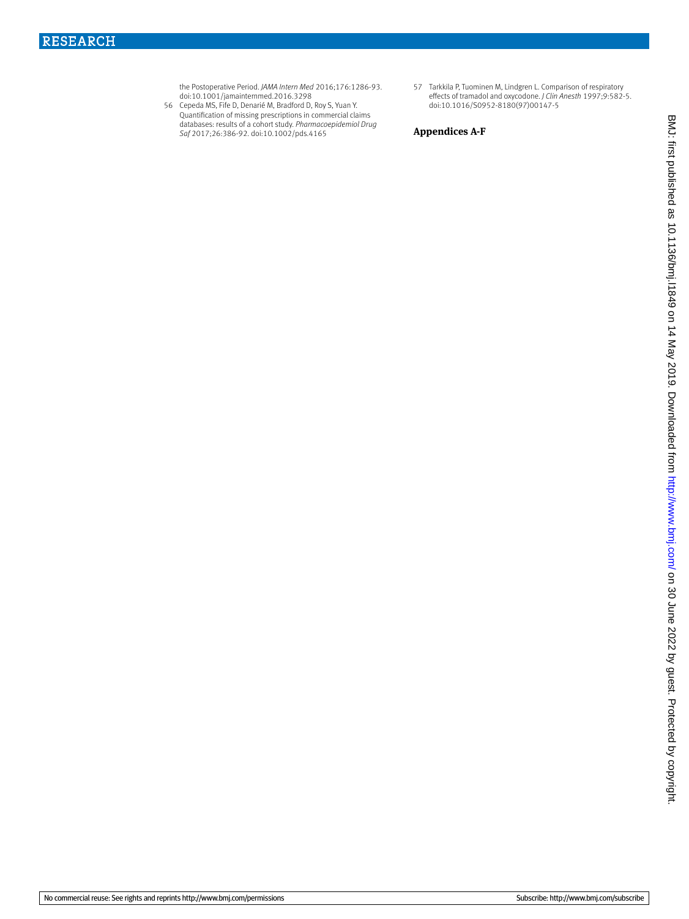the Postoperative Period. *JAMA Intern Med* 2016;176:1286-93. doi:10.1001/jamainternmed.2016.3298

56 Cepeda MS, Fife D, Denarié M, Bradford D, Roy S, Yuan Y. Quantification of missing prescriptions in commercial claims databases: results of a cohort study. *Pharmacoepidemiol Drug Saf* 2017;26:386-92. doi:10.1002/pds.4165

57 Tarkkila P, Tuominen M, Lindgren L. Comparison of respiratory effects of tramadol and oxycodone. *J Clin Anesth* 1997;9:582-5. doi:10.1016/S0952-8180(97)00147-5

**Appendices A-F**